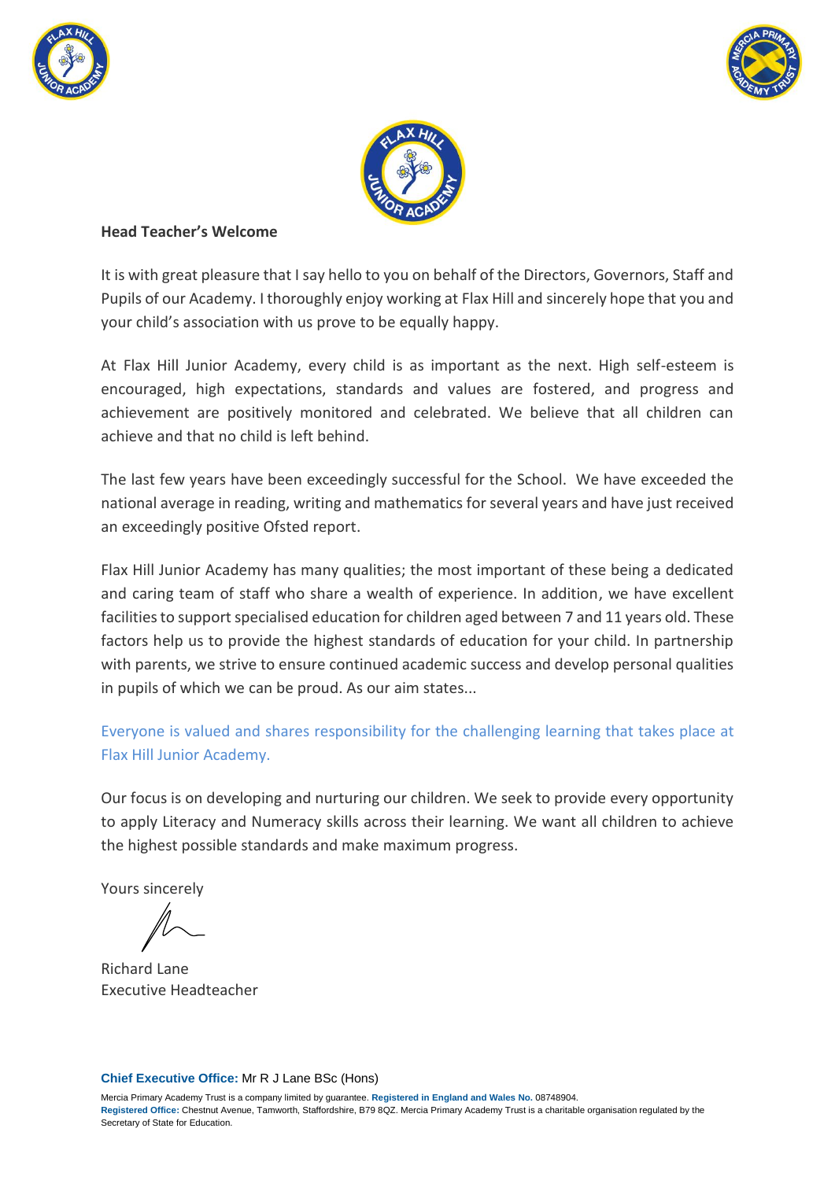## Head Teacher's Welcome

It is with great pleasure that I say hello to you on behalf of the Directors, Governors, Staff and Pupils of our Academy. I thoroughly enjoy working at Flax Hill and sincerely hope that you and your child's association with us prove to be equally happy.

At Flax Hill Junior Academy, every child is as important as the next. High self-esteem is encouraged, high expectations, standards and values are fostered, and progress and achievement are positively monitored and celebrated. We believe that all children can achieve and that no child is left behind.

The last few years have been exceedingly successful for the School. We have exceeded the national average in reading, writing and mathematics for several years and have just received an exceedingly positive Ofsted report.

Flax Hill Junior Academy has many qualities; the most important of these being a dedicated and caring team of staff who share a wealth of experience. In addition, we have excellent facilities to support specialised education for children aged between 7 and 11 years old. These factors help us to provide the highest standards of education for your child. In partnership with parents, we strive to ensure continued academic success and develop personal qualities in pupils of which we can be proud. As our aim states...

*Everyone is valued and shares responsibility for the challenging learning that takes place at Flax Hill Junior Academy.*

Our focus is on developing and nurturing our children. We seek to provide every opportunity to apply Literacy and Numeracy skills across their learning. We want all children to achieve the highest possible standards and make maximum progress.

Yours sincerely

Richard Lane
Executive Headteacher

**Chief Executive Office:** Mr R J Lane BSc (Hons)

Mercia Primary Academy Trust is a company limited by guarantee. **Registered in England and Wales No.** 08748904.
**Registered Office:** Chestnut Avenue, Tamworth, Staffordshire, B79 8QZ. Mercia Primary Academy Trust is a charitable organisation regulated by the Secretary of State for Education.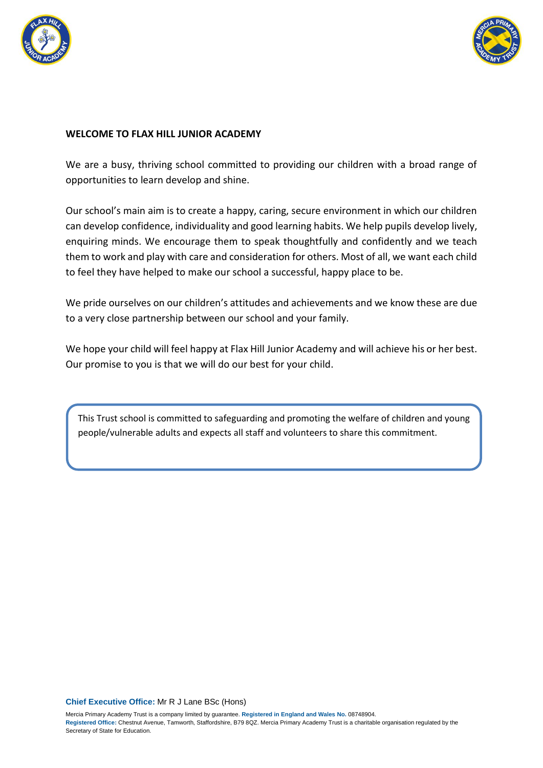## WELCOME TO FLAX HILL JUNIOR ACADEMY

We are a busy, thriving school committed to providing our children with a broad range of opportunities to learn develop and shine.

Our school's main aim is to create a happy, caring, secure environment in which our children can develop confidence, individuality and good learning habits. We help pupils develop lively, enquiring minds. We encourage them to speak thoughtfully and confidently and we teach them to work and play with care and consideration for others. Most of all, we want each child to feel they have helped to make our school a successful, happy place to be.

We pride ourselves on our children's attitudes and achievements and we know these are due to a very close partnership between our school and your family.

We hope your child will feel happy at Flax Hill Junior Academy and will achieve his or her best. Our promise to you is that we will do our best for your child.

> This Trust school is committed to safeguarding and promoting the welfare of children and young people/vulnerable adults and expects all staff and volunteers to share this commitment.

**Chief Executive Office:** Mr R J Lane BSc (Hons)

Mercia Primary Academy Trust is a company limited by guarantee. **Registered in England and Wales No.** 08748904.
**Registered Office:** Chestnut Avenue, Tamworth, Staffordshire, B79 8QZ. Mercia Primary Academy Trust is a charitable organisation regulated by the Secretary of State for Education.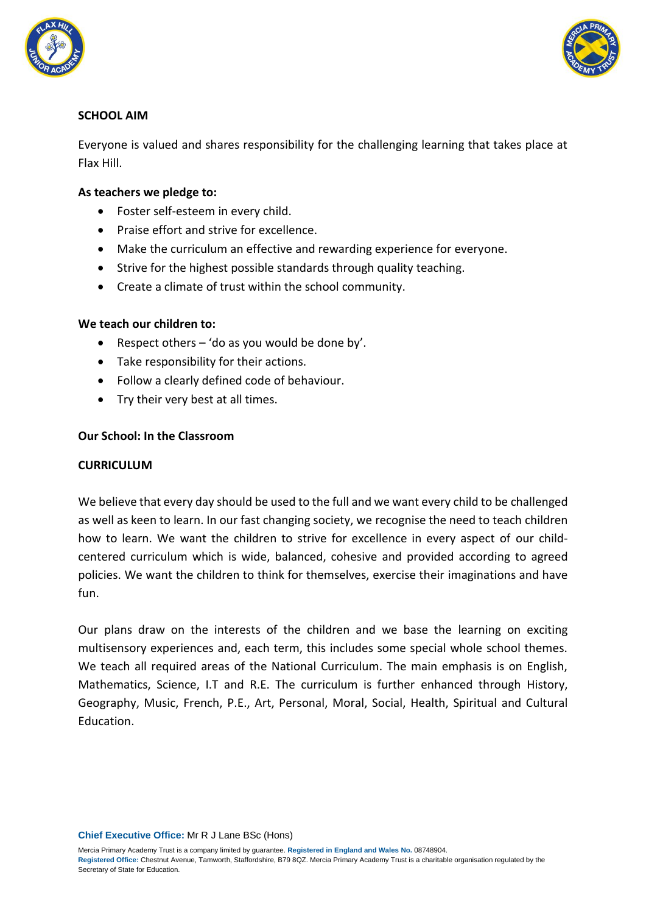## SCHOOL AIM

Everyone is valued and shares responsibility for the challenging learning that takes place at Flax Hill.

**As teachers we pledge to:**

- Foster self-esteem in every child.
- Praise effort and strive for excellence.
- Make the curriculum an effective and rewarding experience for everyone.
- Strive for the highest possible standards through quality teaching.
- Create a climate of trust within the school community.

**We teach our children to:**

- Respect others – 'do as you would be done by'.
- Take responsibility for their actions.
- Follow a clearly defined code of behaviour.
- Try their very best at all times.

## Our School: In the Classroom

## CURRICULUM

We believe that every day should be used to the full and we want every child to be challenged as well as keen to learn. In our fast changing society, we recognise the need to teach children how to learn. We want the children to strive for excellence in every aspect of our child-centered curriculum which is wide, balanced, cohesive and provided according to agreed policies. We want the children to think for themselves, exercise their imaginations and have fun.

Our plans draw on the interests of the children and we base the learning on exciting multisensory experiences and, each term, this includes some special whole school themes. We teach all required areas of the National Curriculum. The main emphasis is on English, Mathematics, Science, I.T and R.E. The curriculum is further enhanced through History, Geography, Music, French, P.E., Art, Personal, Moral, Social, Health, Spiritual and Cultural Education.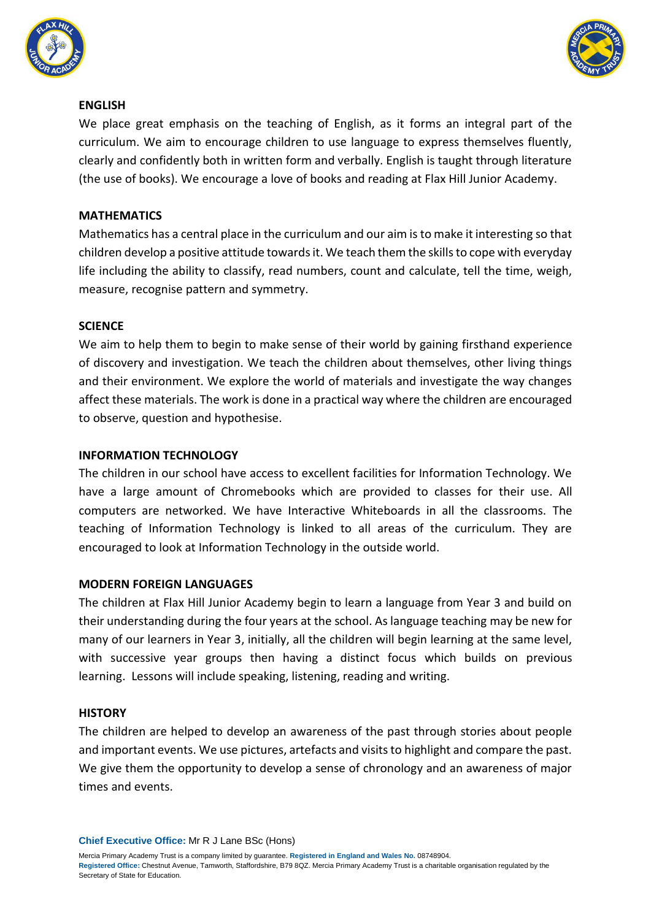## ENGLISH

We place great emphasis on the teaching of English, as it forms an integral part of the curriculum. We aim to encourage children to use language to express themselves fluently, clearly and confidently both in written form and verbally. English is taught through literature (the use of books). We encourage a love of books and reading at Flax Hill Junior Academy.

## MATHEMATICS

Mathematics has a central place in the curriculum and our aim is to make it interesting so that children develop a positive attitude towards it. We teach them the skills to cope with everyday life including the ability to classify, read numbers, count and calculate, tell the time, weigh, measure, recognise pattern and symmetry.

## SCIENCE

We aim to help them to begin to make sense of their world by gaining firsthand experience of discovery and investigation. We teach the children about themselves, other living things and their environment. We explore the world of materials and investigate the way changes affect these materials. The work is done in a practical way where the children are encouraged to observe, question and hypothesise.

## INFORMATION TECHNOLOGY

The children in our school have access to excellent facilities for Information Technology. We have a large amount of Chromebooks which are provided to classes for their use. All computers are networked. We have Interactive Whiteboards in all the classrooms. The teaching of Information Technology is linked to all areas of the curriculum. They are encouraged to look at Information Technology in the outside world.

## MODERN FOREIGN LANGUAGES

The children at Flax Hill Junior Academy begin to learn a language from Year 3 and build on their understanding during the four years at the school. As language teaching may be new for many of our learners in Year 3, initially, all the children will begin learning at the same level, with successive year groups then having a distinct focus which builds on previous learning. Lessons will include speaking, listening, reading and writing.

## HISTORY

The children are helped to develop an awareness of the past through stories about people and important events. We use pictures, artefacts and visits to highlight and compare the past. We give them the opportunity to develop a sense of chronology and an awareness of major times and events.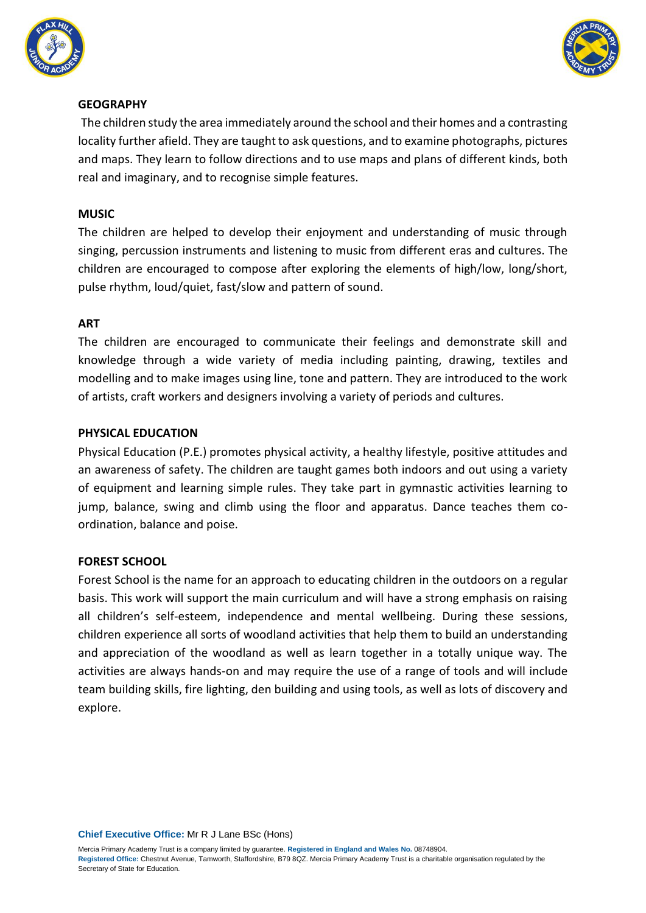## GEOGRAPHY

The children study the area immediately around the school and their homes and a contrasting locality further afield. They are taught to ask questions, and to examine photographs, pictures and maps. They learn to follow directions and to use maps and plans of different kinds, both real and imaginary, and to recognise simple features.

## MUSIC

The children are helped to develop their enjoyment and understanding of music through singing, percussion instruments and listening to music from different eras and cultures. The children are encouraged to compose after exploring the elements of high/low, long/short, pulse rhythm, loud/quiet, fast/slow and pattern of sound.

## ART

The children are encouraged to communicate their feelings and demonstrate skill and knowledge through a wide variety of media including painting, drawing, textiles and modelling and to make images using line, tone and pattern. They are introduced to the work of artists, craft workers and designers involving a variety of periods and cultures.

## PHYSICAL EDUCATION

Physical Education (P.E.) promotes physical activity, a healthy lifestyle, positive attitudes and an awareness of safety. The children are taught games both indoors and out using a variety of equipment and learning simple rules. They take part in gymnastic activities learning to jump, balance, swing and climb using the floor and apparatus. Dance teaches them co-ordination, balance and poise.

## FOREST SCHOOL

Forest School is the name for an approach to educating children in the outdoors on a regular basis. This work will support the main curriculum and will have a strong emphasis on raising all children's self-esteem, independence and mental wellbeing. During these sessions, children experience all sorts of woodland activities that help them to build an understanding and appreciation of the woodland as well as learn together in a totally unique way. The activities are always hands-on and may require the use of a range of tools and will include team building skills, fire lighting, den building and using tools, as well as lots of discovery and explore.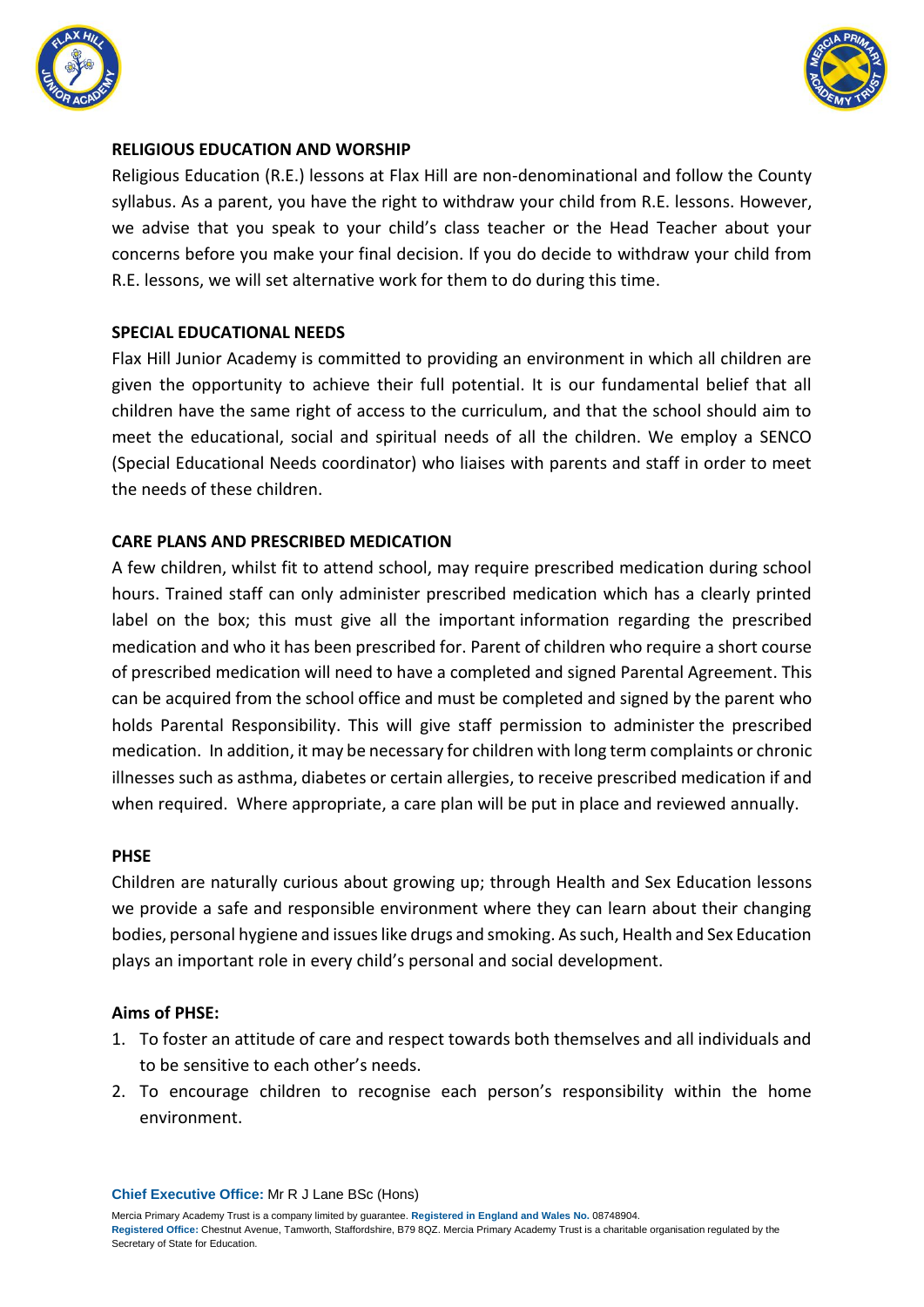## RELIGIOUS EDUCATION AND WORSHIP

Religious Education (R.E.) lessons at Flax Hill are non-denominational and follow the County syllabus. As a parent, you have the right to withdraw your child from R.E. lessons. However, we advise that you speak to your child's class teacher or the Head Teacher about your concerns before you make your final decision. If you do decide to withdraw your child from R.E. lessons, we will set alternative work for them to do during this time.

## SPECIAL EDUCATIONAL NEEDS

Flax Hill Junior Academy is committed to providing an environment in which all children are given the opportunity to achieve their full potential. It is our fundamental belief that all children have the same right of access to the curriculum, and that the school should aim to meet the educational, social and spiritual needs of all the children. We employ a SENCO (Special Educational Needs coordinator) who liaises with parents and staff in order to meet the needs of these children.

## CARE PLANS AND PRESCRIBED MEDICATION

A few children, whilst fit to attend school, may require prescribed medication during school hours. Trained staff can only administer prescribed medication which has a clearly printed label on the box; this must give all the important information regarding the prescribed medication and who it has been prescribed for. Parent of children who require a short course of prescribed medication will need to have a completed and signed Parental Agreement. This can be acquired from the school office and must be completed and signed by the parent who holds Parental Responsibility. This will give staff permission to administer the prescribed medication. In addition, it may be necessary for children with long term complaints or chronic illnesses such as asthma, diabetes or certain allergies, to receive prescribed medication if and when required. Where appropriate, a care plan will be put in place and reviewed annually.

## PHSE

Children are naturally curious about growing up; through Health and Sex Education lessons we provide a safe and responsible environment where they can learn about their changing bodies, personal hygiene and issues like drugs and smoking. As such, Health and Sex Education plays an important role in every child's personal and social development.

### Aims of PHSE:

1. To foster an attitude of care and respect towards both themselves and all individuals and to be sensitive to each other's needs.
2. To encourage children to recognise each person's responsibility within the home environment.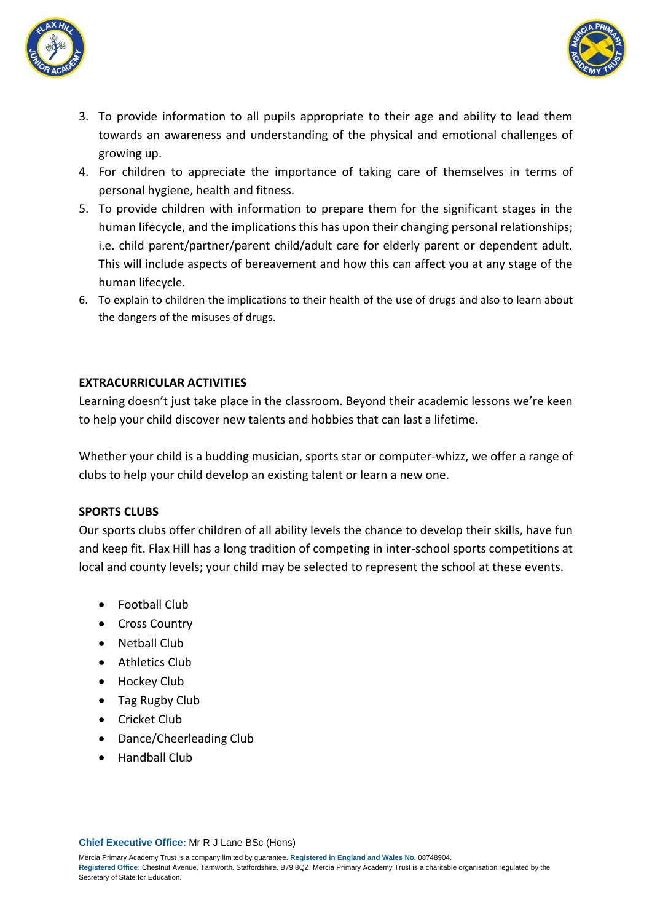3. To provide information to all pupils appropriate to their age and ability to lead them towards an awareness and understanding of the physical and emotional challenges of growing up.
4. For children to appreciate the importance of taking care of themselves in terms of personal hygiene, health and fitness.
5. To provide children with information to prepare them for the significant stages in the human lifecycle, and the implications this has upon their changing personal relationships; i.e. child parent/partner/parent child/adult care for elderly parent or dependent adult. This will include aspects of bereavement and how this can affect you at any stage of the human lifecycle.
6. To explain to children the implications to their health of the use of drugs and also to learn about the dangers of the misuses of drugs.

**EXTRACURRICULAR ACTIVITIES**

Learning doesn't just take place in the classroom. Beyond their academic lessons we're keen to help your child discover new talents and hobbies that can last a lifetime.

Whether your child is a budding musician, sports star or computer-whizz, we offer a range of clubs to help your child develop an existing talent or learn a new one.

**SPORTS CLUBS**

Our sports clubs offer children of all ability levels the chance to develop their skills, have fun and keep fit. Flax Hill has a long tradition of competing in inter-school sports competitions at local and county levels; your child may be selected to represent the school at these events.

- Football Club
- Cross Country
- Netball Club
- Athletics Club
- Hockey Club
- Tag Rugby Club
- Cricket Club
- Dance/Cheerleading Club
- Handball Club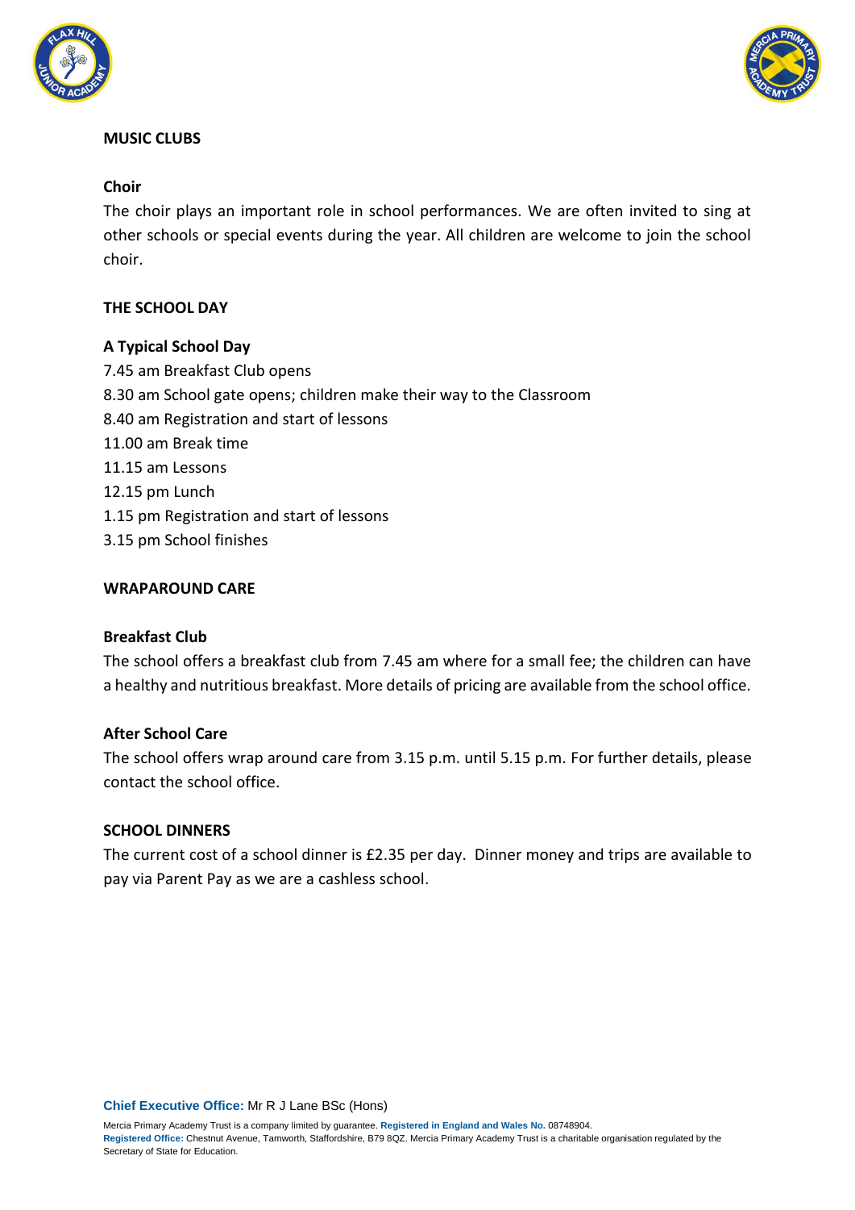## MUSIC CLUBS

### Choir

The choir plays an important role in school performances. We are often invited to sing at other schools or special events during the year. All children are welcome to join the school choir.

## THE SCHOOL DAY

### A Typical School Day

7.45 am Breakfast Club opens
8.30 am School gate opens; children make their way to the Classroom
8.40 am Registration and start of lessons
11.00 am Break time
11.15 am Lessons
12.15 pm Lunch
1.15 pm Registration and start of lessons
3.15 pm School finishes

## WRAPAROUND CARE

### Breakfast Club

The school offers a breakfast club from 7.45 am where for a small fee; the children can have a healthy and nutritious breakfast. More details of pricing are available from the school office.

### After School Care

The school offers wrap around care from 3.15 p.m. until 5.15 p.m. For further details, please contact the school office.

## SCHOOL DINNERS

The current cost of a school dinner is £2.35 per day. Dinner money and trips are available to pay via Parent Pay as we are a cashless school.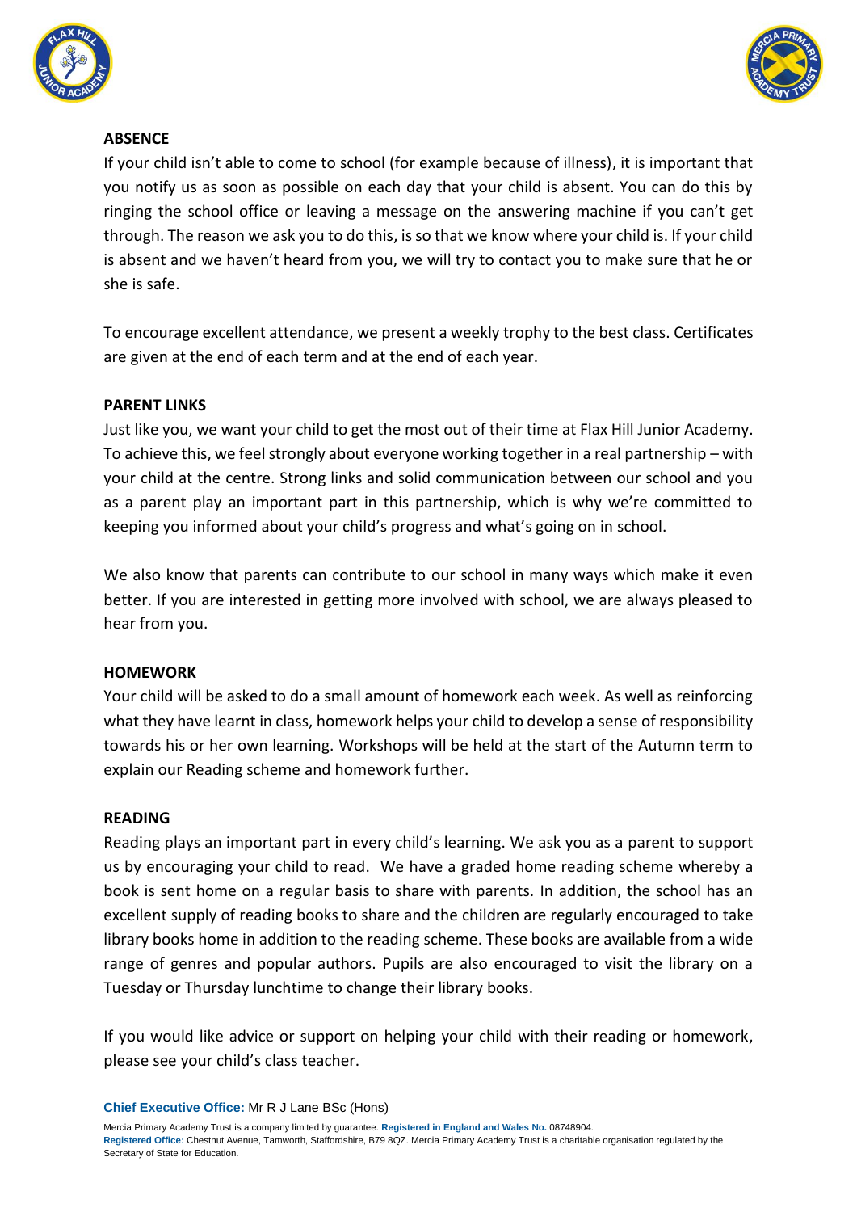**ABSENCE**

If your child isn't able to come to school (for example because of illness), it is important that you notify us as soon as possible on each day that your child is absent. You can do this by ringing the school office or leaving a message on the answering machine if you can't get through. The reason we ask you to do this, is so that we know where your child is. If your child is absent and we haven't heard from you, we will try to contact you to make sure that he or she is safe.

To encourage excellent attendance, we present a weekly trophy to the best class. Certificates are given at the end of each term and at the end of each year.

**PARENT LINKS**

Just like you, we want your child to get the most out of their time at Flax Hill Junior Academy. To achieve this, we feel strongly about everyone working together in a real partnership – with your child at the centre. Strong links and solid communication between our school and you as a parent play an important part in this partnership, which is why we're committed to keeping you informed about your child's progress and what's going on in school.

We also know that parents can contribute to our school in many ways which make it even better. If you are interested in getting more involved with school, we are always pleased to hear from you.

**HOMEWORK**

Your child will be asked to do a small amount of homework each week. As well as reinforcing what they have learnt in class, homework helps your child to develop a sense of responsibility towards his or her own learning. Workshops will be held at the start of the Autumn term to explain our Reading scheme and homework further.

**READING**

Reading plays an important part in every child's learning. We ask you as a parent to support us by encouraging your child to read. We have a graded home reading scheme whereby a book is sent home on a regular basis to share with parents. In addition, the school has an excellent supply of reading books to share and the children are regularly encouraged to take library books home in addition to the reading scheme. These books are available from a wide range of genres and popular authors. Pupils are also encouraged to visit the library on a Tuesday or Thursday lunchtime to change their library books.

If you would like advice or support on helping your child with their reading or homework, please see your child's class teacher.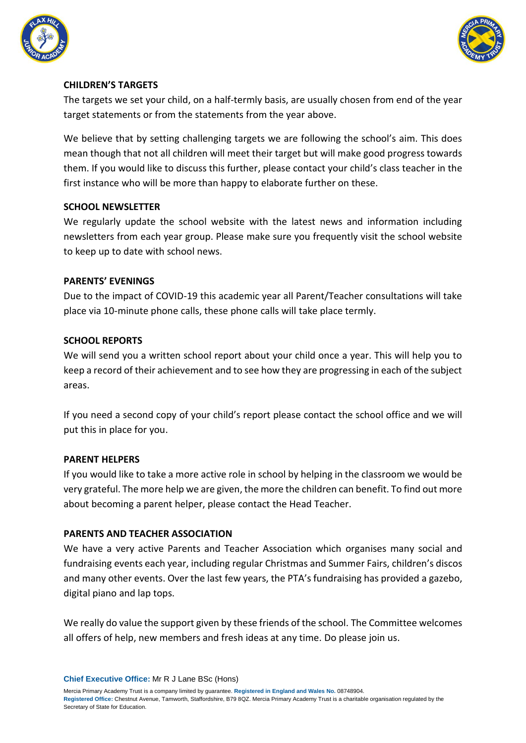**CHILDREN'S TARGETS**

The targets we set your child, on a half-termly basis, are usually chosen from end of the year target statements or from the statements from the year above.

We believe that by setting challenging targets we are following the school's aim. This does mean though that not all children will meet their target but will make good progress towards them. If you would like to discuss this further, please contact your child's class teacher in the first instance who will be more than happy to elaborate further on these.

**SCHOOL NEWSLETTER**

We regularly update the school website with the latest news and information including newsletters from each year group. Please make sure you frequently visit the school website to keep up to date with school news.

**PARENTS' EVENINGS**

Due to the impact of COVID-19 this academic year all Parent/Teacher consultations will take place via 10-minute phone calls, these phone calls will take place termly.

**SCHOOL REPORTS**

We will send you a written school report about your child once a year. This will help you to keep a record of their achievement and to see how they are progressing in each of the subject areas.

If you need a second copy of your child's report please contact the school office and we will put this in place for you.

**PARENT HELPERS**

If you would like to take a more active role in school by helping in the classroom we would be very grateful. The more help we are given, the more the children can benefit. To find out more about becoming a parent helper, please contact the Head Teacher.

**PARENTS AND TEACHER ASSOCIATION**

We have a very active Parents and Teacher Association which organises many social and fundraising events each year, including regular Christmas and Summer Fairs, children's discos and many other events. Over the last few years, the PTA's fundraising has provided a gazebo, digital piano and lap tops.

We really do value the support given by these friends of the school. The Committee welcomes all offers of help, new members and fresh ideas at any time. Do please join us.

**Chief Executive Office:** Mr R J Lane BSc (Hons)

Mercia Primary Academy Trust is a company limited by guarantee. **Registered in England and Wales No.** 08748904.
**Registered Office:** Chestnut Avenue, Tamworth, Staffordshire, B79 8QZ. Mercia Primary Academy Trust is a charitable organisation regulated by the Secretary of State for Education.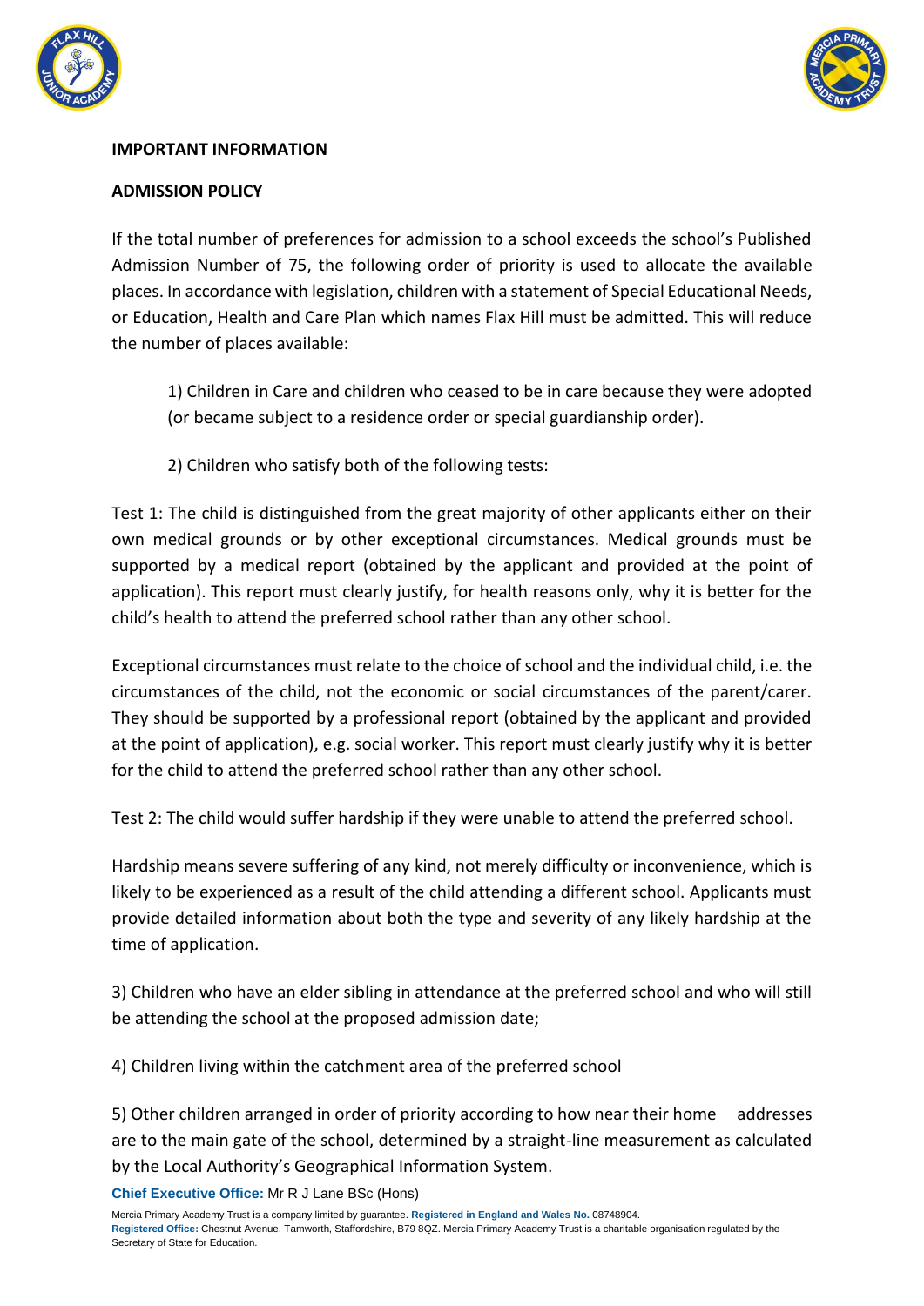**IMPORTANT INFORMATION**

**ADMISSION POLICY**

If the total number of preferences for admission to a school exceeds the school's Published Admission Number of 75, the following order of priority is used to allocate the available places. In accordance with legislation, children with a statement of Special Educational Needs, or Education, Health and Care Plan which names Flax Hill must be admitted. This will reduce the number of places available:

1) Children in Care and children who ceased to be in care because they were adopted (or became subject to a residence order or special guardianship order).

2) Children who satisfy both of the following tests:

Test 1: The child is distinguished from the great majority of other applicants either on their own medical grounds or by other exceptional circumstances. Medical grounds must be supported by a medical report (obtained by the applicant and provided at the point of application). This report must clearly justify, for health reasons only, why it is better for the child's health to attend the preferred school rather than any other school.

Exceptional circumstances must relate to the choice of school and the individual child, i.e. the circumstances of the child, not the economic or social circumstances of the parent/carer. They should be supported by a professional report (obtained by the applicant and provided at the point of application), e.g. social worker. This report must clearly justify why it is better for the child to attend the preferred school rather than any other school.

Test 2: The child would suffer hardship if they were unable to attend the preferred school.

Hardship means severe suffering of any kind, not merely difficulty or inconvenience, which is likely to be experienced as a result of the child attending a different school. Applicants must provide detailed information about both the type and severity of any likely hardship at the time of application.

3) Children who have an elder sibling in attendance at the preferred school and who will still be attending the school at the proposed admission date;

4) Children living within the catchment area of the preferred school

5) Other children arranged in order of priority according to how near their home addresses are to the main gate of the school, determined by a straight-line measurement as calculated by the Local Authority's Geographical Information System.

**Chief Executive Office:** Mr R J Lane BSc (Hons)

Mercia Primary Academy Trust is a company limited by guarantee. **Registered in England and Wales No.** 08748904.
**Registered Office:** Chestnut Avenue, Tamworth, Staffordshire, B79 8QZ. Mercia Primary Academy Trust is a charitable organisation regulated by the Secretary of State for Education.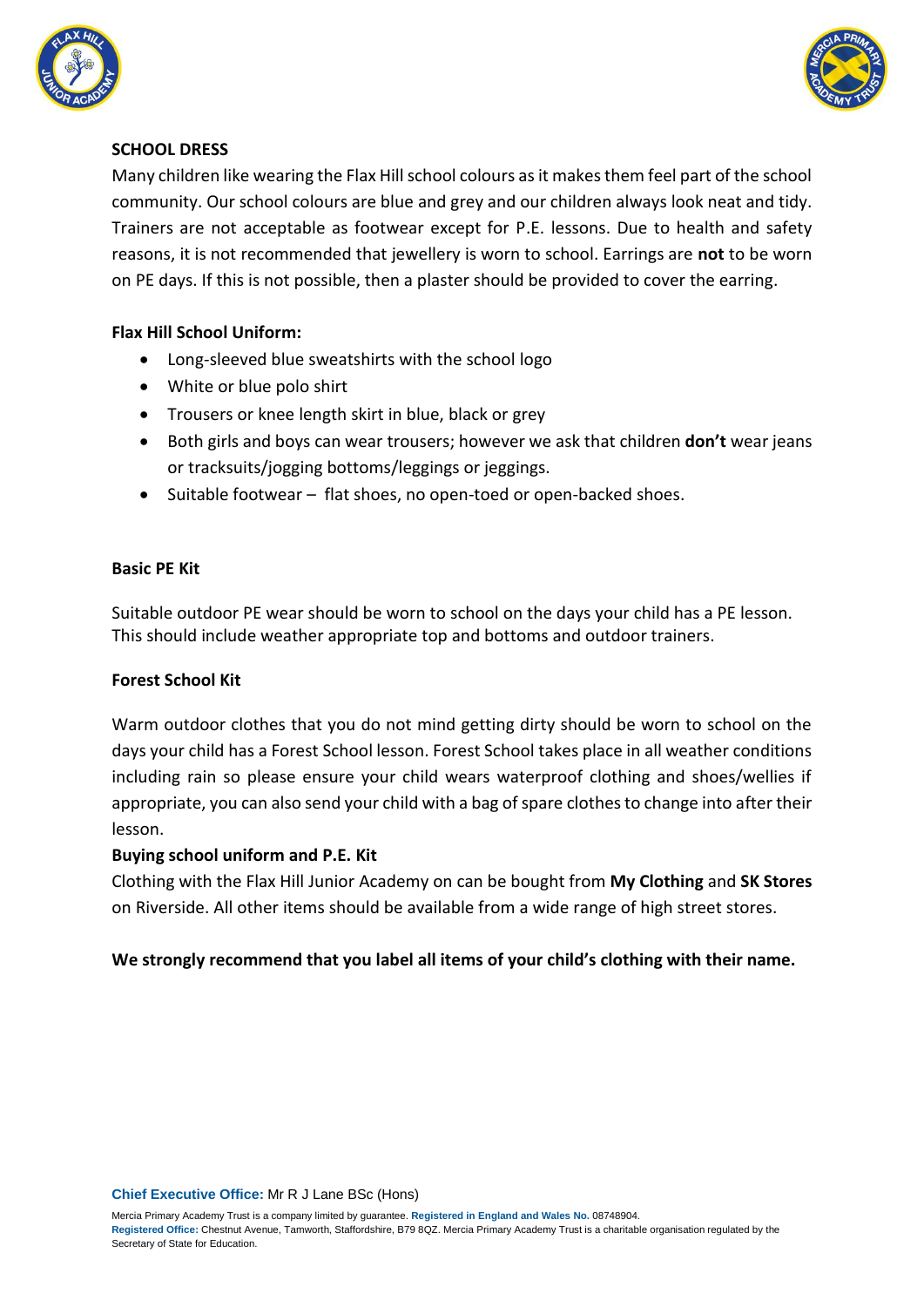## SCHOOL DRESS

Many children like wearing the Flax Hill school colours as it makes them feel part of the school community. Our school colours are blue and grey and our children always look neat and tidy. Trainers are not acceptable as footwear except for P.E. lessons. Due to health and safety reasons, it is not recommended that jewellery is worn to school. Earrings are **not** to be worn on PE days. If this is not possible, then a plaster should be provided to cover the earring.

**Flax Hill School Uniform:**

- Long-sleeved blue sweatshirts with the school logo
- White or blue polo shirt
- Trousers or knee length skirt in blue, black or grey
- Both girls and boys can wear trousers; however we ask that children **don't** wear jeans or tracksuits/jogging bottoms/leggings or jeggings.
- Suitable footwear – flat shoes, no open-toed or open-backed shoes.

**Basic PE Kit**

Suitable outdoor PE wear should be worn to school on the days your child has a PE lesson. This should include weather appropriate top and bottoms and outdoor trainers.

**Forest School Kit**

Warm outdoor clothes that you do not mind getting dirty should be worn to school on the days your child has a Forest School lesson. Forest School takes place in all weather conditions including rain so please ensure your child wears waterproof clothing and shoes/wellies if appropriate, you can also send your child with a bag of spare clothes to change into after their lesson.

**Buying school uniform and P.E. Kit**

Clothing with the Flax Hill Junior Academy on can be bought from **My Clothing** and **SK Stores** on Riverside. All other items should be available from a wide range of high street stores.

**We strongly recommend that you label all items of your child's clothing with their name.**

**Chief Executive Office:** Mr R J Lane BSc (Hons)

Mercia Primary Academy Trust is a company limited by guarantee. **Registered in England and Wales No.** 08748904.
**Registered Office:** Chestnut Avenue, Tamworth, Staffordshire, B79 8QZ. Mercia Primary Academy Trust is a charitable organisation regulated by the Secretary of State for Education.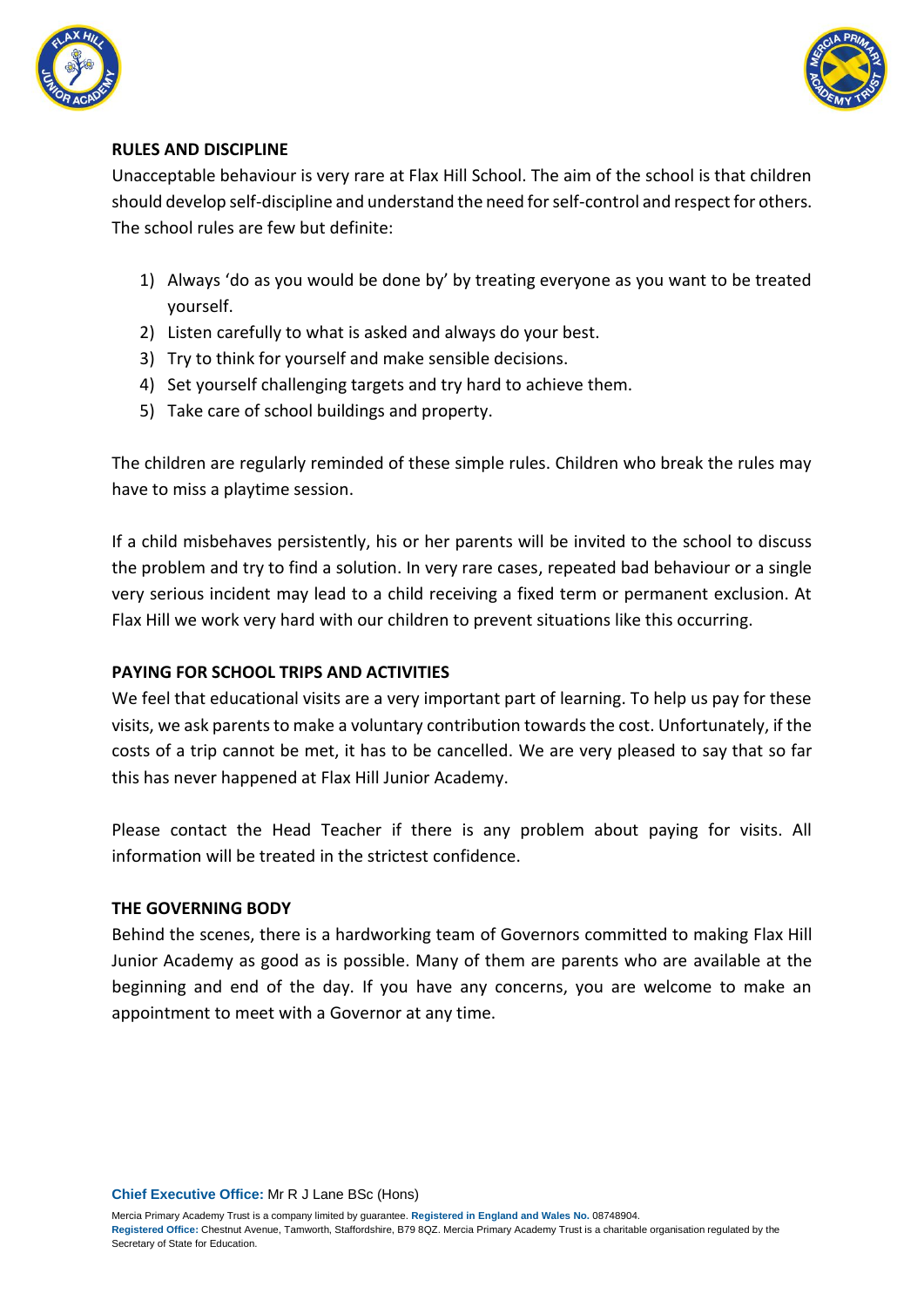## RULES AND DISCIPLINE

Unacceptable behaviour is very rare at Flax Hill School. The aim of the school is that children should develop self-discipline and understand the need for self-control and respect for others. The school rules are few but definite:

1) Always 'do as you would be done by' by treating everyone as you want to be treated yourself.
2) Listen carefully to what is asked and always do your best.
3) Try to think for yourself and make sensible decisions.
4) Set yourself challenging targets and try hard to achieve them.
5) Take care of school buildings and property.

The children are regularly reminded of these simple rules. Children who break the rules may have to miss a playtime session.

If a child misbehaves persistently, his or her parents will be invited to the school to discuss the problem and try to find a solution. In very rare cases, repeated bad behaviour or a single very serious incident may lead to a child receiving a fixed term or permanent exclusion. At Flax Hill we work very hard with our children to prevent situations like this occurring.

## PAYING FOR SCHOOL TRIPS AND ACTIVITIES

We feel that educational visits are a very important part of learning. To help us pay for these visits, we ask parents to make a voluntary contribution towards the cost. Unfortunately, if the costs of a trip cannot be met, it has to be cancelled. We are very pleased to say that so far this has never happened at Flax Hill Junior Academy.

Please contact the Head Teacher if there is any problem about paying for visits. All information will be treated in the strictest confidence.

## THE GOVERNING BODY

Behind the scenes, there is a hardworking team of Governors committed to making Flax Hill Junior Academy as good as is possible. Many of them are parents who are available at the beginning and end of the day. If you have any concerns, you are welcome to make an appointment to meet with a Governor at any time.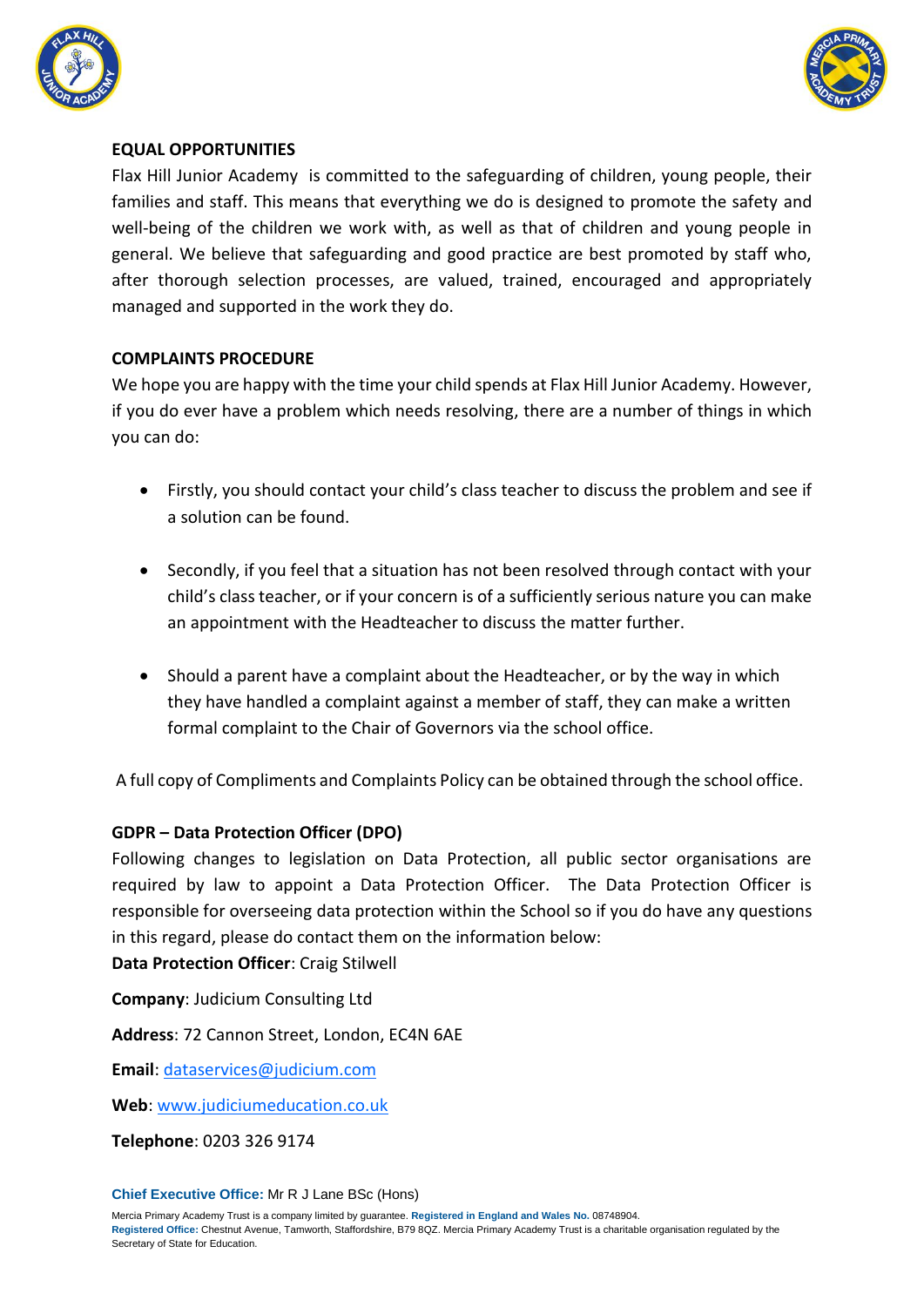## EQUAL OPPORTUNITIES

Flax Hill Junior Academy is committed to the safeguarding of children, young people, their families and staff. This means that everything we do is designed to promote the safety and well-being of the children we work with, as well as that of children and young people in general. We believe that safeguarding and good practice are best promoted by staff who, after thorough selection processes, are valued, trained, encouraged and appropriately managed and supported in the work they do.

## COMPLAINTS PROCEDURE

We hope you are happy with the time your child spends at Flax Hill Junior Academy. However, if you do ever have a problem which needs resolving, there are a number of things in which you can do:

- Firstly, you should contact your child's class teacher to discuss the problem and see if a solution can be found.
- Secondly, if you feel that a situation has not been resolved through contact with your child's class teacher, or if your concern is of a sufficiently serious nature you can make an appointment with the Headteacher to discuss the matter further.
- Should a parent have a complaint about the Headteacher, or by the way in which they have handled a complaint against a member of staff, they can make a written formal complaint to the Chair of Governors via the school office.

A full copy of Compliments and Complaints Policy can be obtained through the school office.

## GDPR – Data Protection Officer (DPO)

Following changes to legislation on Data Protection, all public sector organisations are required by law to appoint a Data Protection Officer. The Data Protection Officer is responsible for overseeing data protection within the School so if you do have any questions in this regard, please do contact them on the information below:

**Data Protection Officer**: Craig Stilwell

**Company**: Judicium Consulting Ltd

**Address**: 72 Cannon Street, London, EC4N 6AE

**Email**: dataservices@judicium.com

**Web**: www.judiciumeducation.co.uk

**Telephone**: 0203 326 9174

**Chief Executive Office:** Mr R J Lane BSc (Hons)

Mercia Primary Academy Trust is a company limited by guarantee. **Registered in England and Wales No.** 08748904. **Registered Office:** Chestnut Avenue, Tamworth, Staffordshire, B79 8QZ. Mercia Primary Academy Trust is a charitable organisation regulated by the Secretary of State for Education.